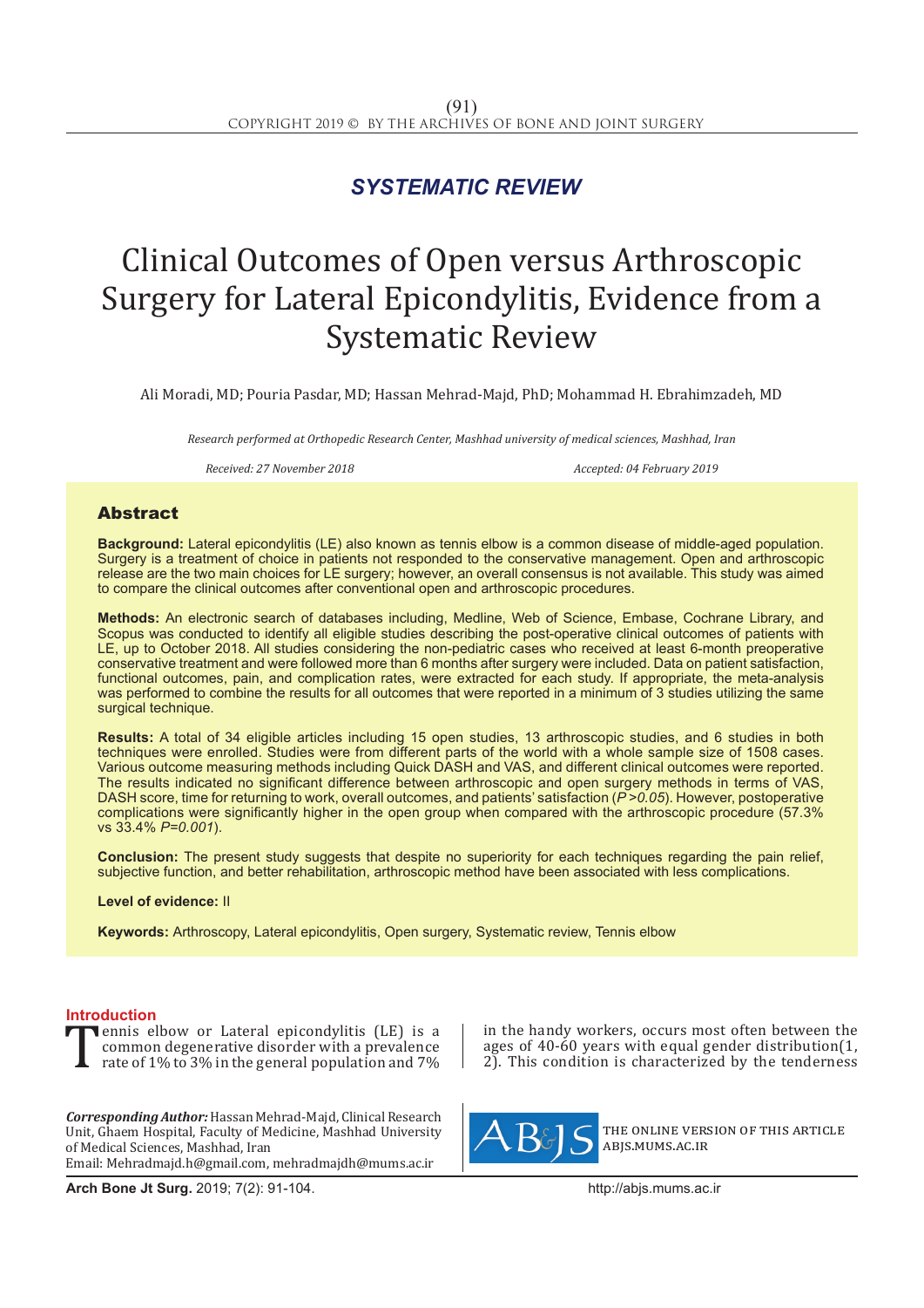*SYSTEMATIC REVIEW*

# Clinical Outcomes of Open versus Arthroscopic Surgery for Lateral Epicondylitis, Evidence from a Systematic Review

Ali Moradi, MD; Pouria Pasdar, MD; Hassan Mehrad-Majd, PhD; Mohammad H. Ebrahimzadeh, MD

*Research performed at Orthopedic Research Center, Mashhad university of medical sciences, Mashhad, Iran*

*Received: 27 November 2018* *Accepted: 04 February 2019*

## Abstract

**Background:** Lateral epicondylitis (LE) also known as tennis elbow is a common disease of middle-aged population. Surgery is a treatment of choice in patients not responded to the conservative management. Open and arthroscopic release are the two main choices for LE surgery; however, an overall consensus is not available. This study was aimed to compare the clinical outcomes after conventional open and arthroscopic procedures.

**Methods:** An electronic search of databases including, Medline, Web of Science, Embase, Cochrane Library, and Scopus was conducted to identify all eligible studies describing the post-operative clinical outcomes of patients with LE, up to October 2018. All studies considering the non-pediatric cases who received at least 6-month preoperative conservative treatment and were followed more than 6 months after surgery were included. Data on patient satisfaction, functional outcomes, pain, and complication rates, were extracted for each study. If appropriate, the meta-analysis was performed to combine the results for all outcomes that were reported in a minimum of 3 studies utilizing the same surgical technique.

**Results:** A total of 34 eligible articles including 15 open studies, 13 arthroscopic studies, and 6 studies in both techniques were enrolled. Studies were from different parts of the world with a whole sample size of 1508 cases. Various outcome measuring methods including Quick DASH and VAS, and different clinical outcomes were reported. The results indicated no significant difference between arthroscopic and open surgery methods in terms of VAS, DASH score, time for returning to work, overall outcomes, and patients' satisfaction (*P>0.05*). However, postoperative complications were significantly higher in the open group when compared with the arthroscopic procedure (57.3% vs 33.4% *P=0.001*).

**Conclusion:** The present study suggests that despite no superiority for each techniques regarding the pain relief, subjective function, and better rehabilitation, arthroscopic method have been associated with less complications.

**Level of evidence:** II

**Keywords:** Arthroscopy, Lateral epicondylitis, Open surgery, Systematic review, Tennis elbow

## Introduction

Tennis elbow or Lateral epicondylitis (LE) is a common degenerative disorder with a prevalence rate of 1% to 3% in the general population and 7% in the handy workers, occurs most often between the ages of 40-60 years with equal gender distribution(1, 2). This condition is characterized by the tenderness

***Corresponding Author:*** Hassan Mehrad-Majd, Clinical Research Unit, Ghaem Hospital, Faculty of Medicine, Mashhad University of Medical Sciences, Mashhad, Iran
Email: Mehradmajd.h@gmail.com, mehradmajdh@mums.ac.ir

THE ONLINE VERSION OF THIS ARTICLE ABJS.MUMS.AC.IR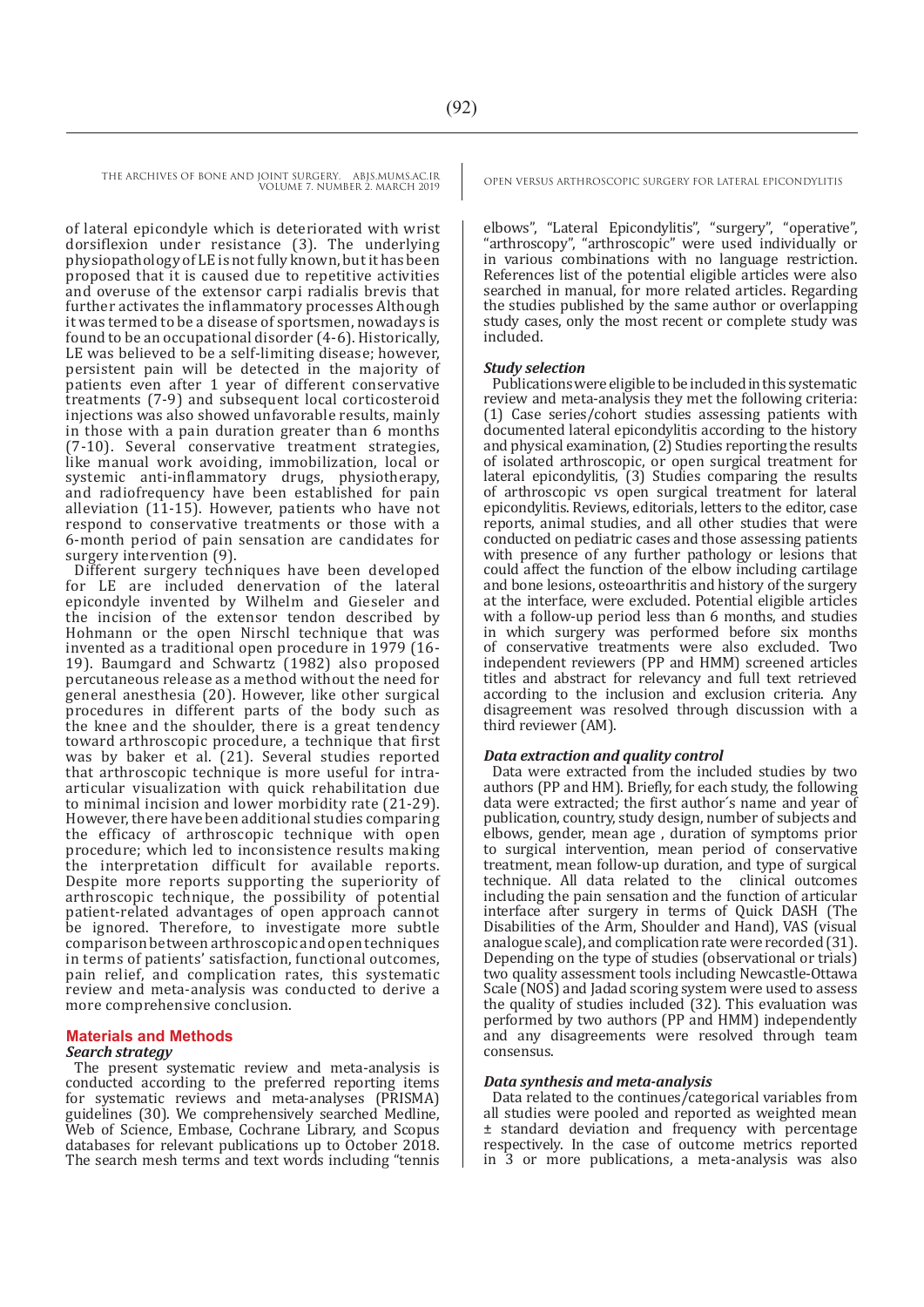of lateral epicondyle which is deteriorated with wrist dorsiflexion under resistance (3). The underlying physiopathology of LE is not fully known, but it has been proposed that it is caused due to repetitive activities and overuse of the extensor carpi radialis brevis that further activates the inflammatory processes Although it was termed to be a disease of sportsmen, nowadays is found to be an occupational disorder (4-6). Historically, LE was believed to be a self-limiting disease; however, persistent pain will be detected in the majority of patients even after 1 year of different conservative treatments (7-9) and subsequent local corticosteroid injections was also showed unfavorable results, mainly in those with a pain duration greater than 6 months (7-10). Several conservative treatment strategies, like manual work avoiding, immobilization, local or systemic anti-inflammatory drugs, physiotherapy, and radiofrequency have been established for pain alleviation (11-15). However, patients who have not respond to conservative treatments or those with a 6-month period of pain sensation are candidates for surgery intervention (9).

Different surgery techniques have been developed for LE are included denervation of the lateral epicondyle invented by Wilhelm and Gieseler and the incision of the extensor tendon described by Hohmann or the open Nirschl technique that was invented as a traditional open procedure in 1979 (16-19). Baumgard and Schwartz (1982) also proposed percutaneous release as a method without the need for general anesthesia (20). However, like other surgical procedures in different parts of the body such as the knee and the shoulder, there is a great tendency toward arthroscopic procedure, a technique that first was by baker et al. (21). Several studies reported that arthroscopic technique is more useful for intra-articular visualization with quick rehabilitation due to minimal incision and lower morbidity rate (21-29). However, there have been additional studies comparing the efficacy of arthroscopic technique with open procedure; which led to inconsistence results making the interpretation difficult for available reports. Despite more reports supporting the superiority of arthroscopic technique, the possibility of potential patient-related advantages of open approach cannot be ignored. Therefore, to investigate more subtle comparison between arthroscopic and open techniques in terms of patients' satisfaction, functional outcomes, pain relief, and complication rates, this systematic review and meta-analysis was conducted to derive a more comprehensive conclusion.

## Materials and Methods

### *Search strategy*

The present systematic review and meta-analysis is conducted according to the preferred reporting items for systematic reviews and meta-analyses (PRISMA) guidelines (30). We comprehensively searched Medline, Web of Science, Embase, Cochrane Library, and Scopus databases for relevant publications up to October 2018. The search mesh terms and text words including "tennis elbows", "Lateral Epicondylitis", "surgery", "operative", "arthroscopy", "arthroscopic" were used individually or in various combinations with no language restriction. References list of the potential eligible articles were also searched in manual, for more related articles. Regarding the studies published by the same author or overlapping study cases, only the most recent or complete study was included.

### *Study selection*

Publications were eligible to be included in this systematic review and meta-analysis they met the following criteria: (1) Case series/cohort studies assessing patients with documented lateral epicondylitis according to the history and physical examination, (2) Studies reporting the results of isolated arthroscopic, or open surgical treatment for lateral epicondylitis, (3) Studies comparing the results of arthroscopic vs open surgical treatment for lateral epicondylitis. Reviews, editorials, letters to the editor, case reports, animal studies, and all other studies that were conducted on pediatric cases and those assessing patients with presence of any further pathology or lesions that could affect the function of the elbow including cartilage and bone lesions, osteoarthritis and history of the surgery at the interface, were excluded. Potential eligible articles with a follow-up period less than 6 months, and studies in which surgery was performed before six months of conservative treatments were also excluded. Two independent reviewers (PP and HMM) screened articles titles and abstract for relevancy and full text retrieved according to the inclusion and exclusion criteria. Any disagreement was resolved through discussion with a third reviewer (AM).

### *Data extraction and quality control*

Data were extracted from the included studies by two authors (PP and HM). Briefly, for each study, the following data were extracted; the first author´s name and year of publication, country, study design, number of subjects and elbows, gender, mean age , duration of symptoms prior to surgical intervention, mean period of conservative treatment, mean follow-up duration, and type of surgical technique. All data related to the clinical outcomes including the pain sensation and the function of articular interface after surgery in terms of Quick DASH (The Disabilities of the Arm, Shoulder and Hand), VAS (visual analogue scale), and complication rate were recorded (31). Depending on the type of studies (observational or trials) two quality assessment tools including Newcastle-Ottawa Scale (NOS) and Jadad scoring system were used to assess the quality of studies included (32). This evaluation was performed by two authors (PP and HMM) independently and any disagreements were resolved through team consensus.

### *Data synthesis and meta-analysis*

Data related to the continues/categorical variables from all studies were pooled and reported as weighted mean ± standard deviation and frequency with percentage respectively. In the case of outcome metrics reported in 3 or more publications, a meta-analysis was also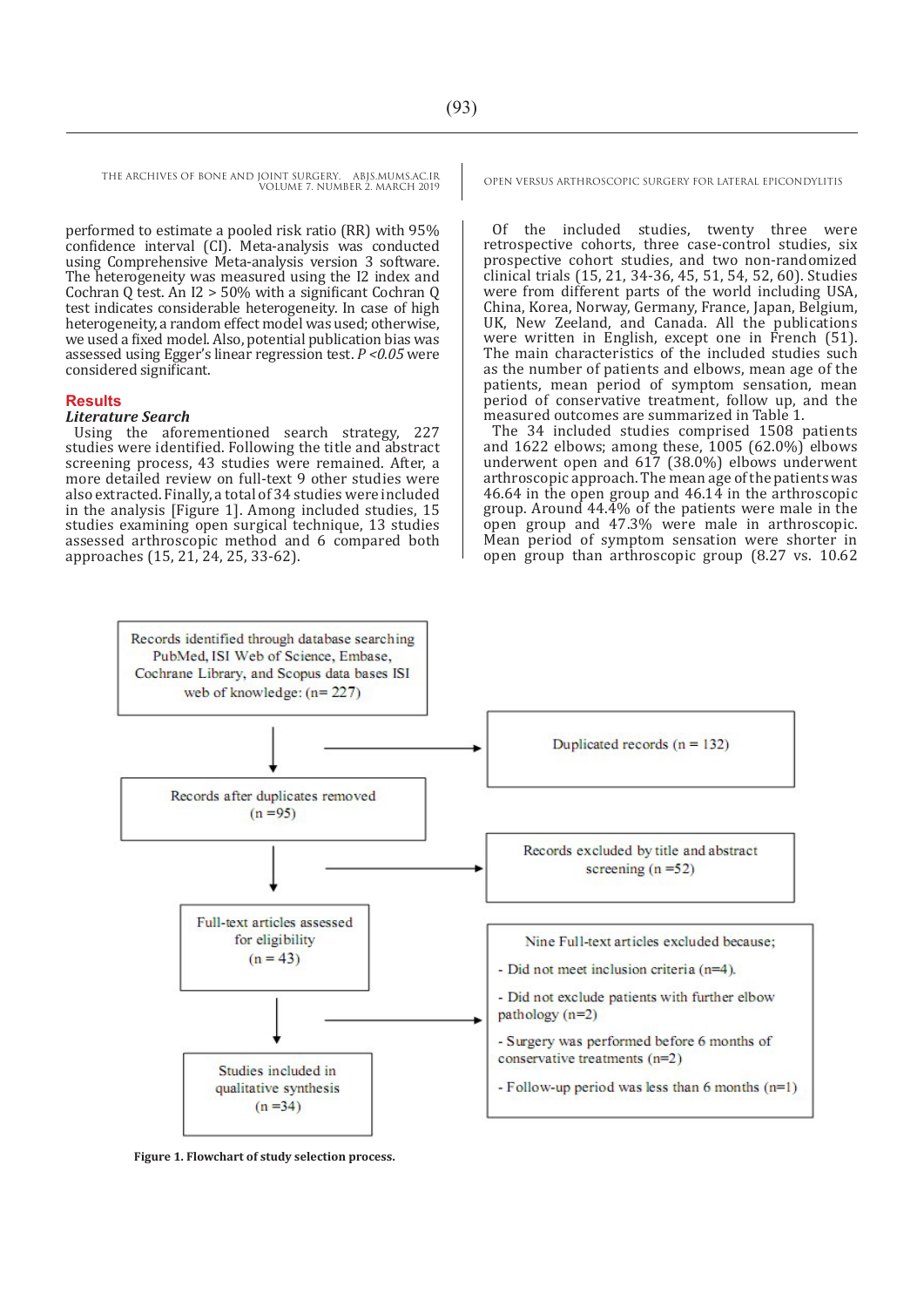performed to estimate a pooled risk ratio (RR) with 95% confidence interval (CI). Meta-analysis was conducted using Comprehensive Meta-analysis version 3 software. The heterogeneity was measured using the I2 index and Cochran Q test. An I2 > 50% with a significant Cochran Q test indicates considerable heterogeneity. In case of high heterogeneity, a random effect model was used; otherwise, we used a fixed model. Also, potential publication bias was assessed using Egger's linear regression test. *P <0.05* were considered significant.

## Results

### *Literature Search*

Using the aforementioned search strategy, 227 studies were identified. Following the title and abstract screening process, 43 studies were remained. After, a more detailed review on full-text 9 other studies were also extracted. Finally, a total of 34 studies were included in the analysis [Figure 1]. Among included studies, 15 studies examining open surgical technique, 13 studies assessed arthroscopic method and 6 compared both approaches (15, 21, 24, 25, 33-62).

Of the included studies, twenty three were retrospective cohorts, three case-control studies, six prospective cohort studies, and two non-randomized clinical trials (15, 21, 34-36, 45, 51, 54, 52, 60). Studies were from different parts of the world including USA, China, Korea, Norway, Germany, France, Japan, Belgium, UK, New Zeeland, and Canada. All the publications were written in English, except one in French (51). The main characteristics of the included studies such as the number of patients and elbows, mean age of the patients, mean period of symptom sensation, mean period of conservative treatment, follow up, and the measured outcomes are summarized in Table 1.

The 34 included studies comprised 1508 patients and 1622 elbows; among these, 1005 (62.0%) elbows underwent open and 617 (38.0%) elbows underwent arthroscopic approach. The mean age of the patients was 46.64 in the open group and 46.14 in the arthroscopic group. Around 44.4% of the patients were male in the open group and 47.3% were male in arthroscopic. Mean period of symptom sensation were shorter in open group than arthroscopic group (8.27 vs. 10.62

Records identified through database searching PubMed, ISI Web of Science, Embase, Cochrane Library, and Scopus data bases ISI web of knowledge: (n= 227)

→ Duplicated records (n = 132)

Records after duplicates removed (n =95)

→ Records excluded by title and abstract screening (n =52)

Full-text articles assessed for eligibility (n = 43)

→ Nine Full-text articles excluded because;
- Did not meet inclusion criteria (n=4).
- Did not exclude patients with further elbow pathology (n=2)
- Surgery was performed before 6 months of conservative treatments (n=2)
- Follow-up period was less than 6 months (n=1)

Studies included in qualitative synthesis (n =34)

**Figure 1. Flowchart of study selection process.**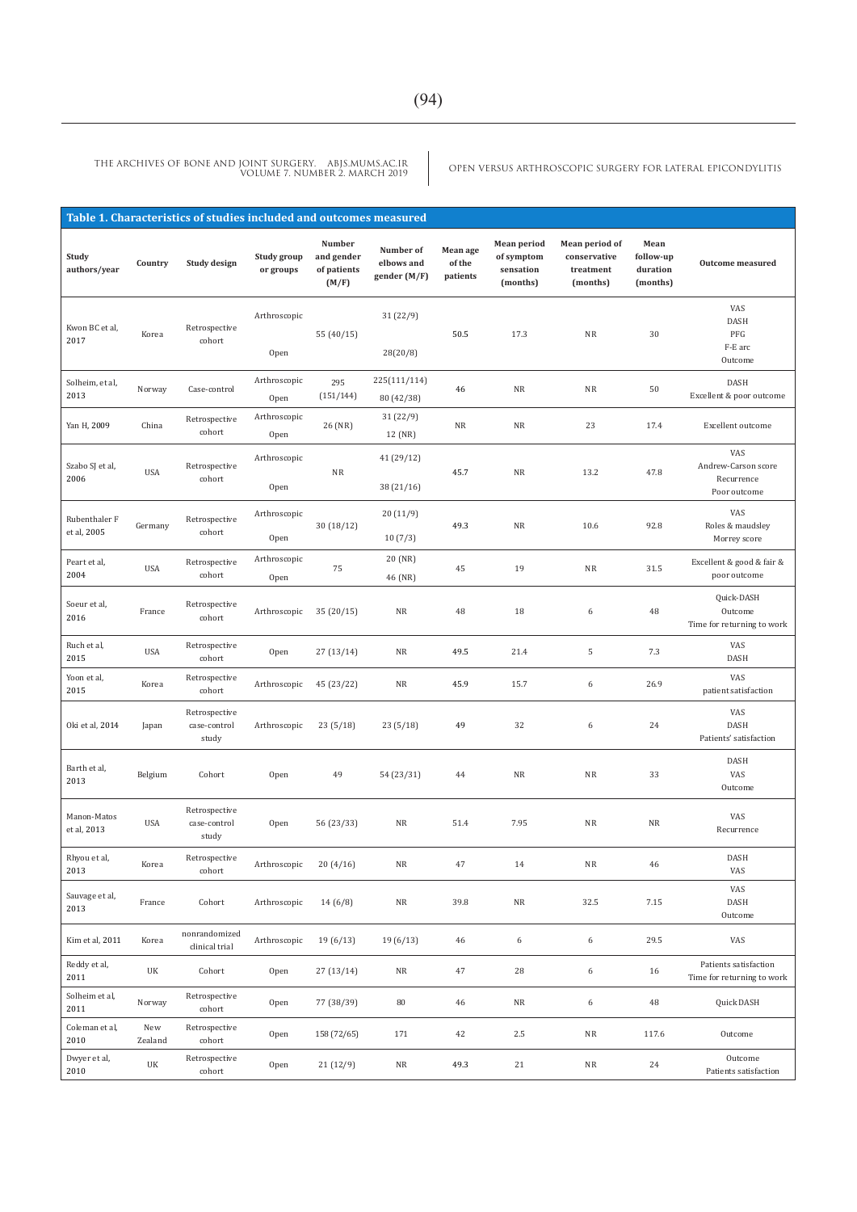**Table 1. Characteristics of studies included and outcomes measured**

| Study authors/year | Country | Study design | Study group or groups | Number and gender of patients (M/F) | Number of elbows and gender (M/F) | Mean age of the patients | Mean period of symptom sensation (months) | Mean period of conservative treatment (months) | Mean follow-up duration (months) | Outcome measured |
|---|---|---|---|---|---|---|---|---|---|---|
| Kwon BC et al, 2017 | Korea | Retrospective cohort | Arthroscopic<br>Open | 55 (40/15) | 31 (22/9)<br>28(20/8) | 50.5 | 17.3 | NR | 30 | VAS<br>DASH<br>PFG<br>F-E arc<br>Outcome |
| Solheim, et al, 2013 | Norway | Case-control | Arthroscopic<br>Open | 295 (151/144) | 225(111/114)<br>80 (42/38) | 46 | NR | NR | 50 | DASH<br>Excellent & poor outcome |
| Yan H, 2009 | China | Retrospective cohort | Arthroscopic<br>Open | 26 (NR) | 31 (22/9)<br>12 (NR) | NR | NR | 23 | 17.4 | Excellent outcome |
| Szabo SJ et al, 2006 | USA | Retrospective cohort | Arthroscopic<br>Open | NR | 41 (29/12)<br>38 (21/16) | 45.7 | NR | 13.2 | 47.8 | VAS<br>Andrew-Carson score<br>Recurrence<br>Poor outcome |
| Rubenthaler F et al, 2005 | Germany | Retrospective cohort | Arthroscopic<br>Open | 30 (18/12) | 20 (11/9)<br>10 (7/3) | 49.3 | NR | 10.6 | 92.8 | VAS<br>Roles & maudsley<br>Morrey score |
| Peart et al, 2004 | USA | Retrospective cohort | Arthroscopic<br>Open | 75 | 20 (NR)<br>46 (NR) | 45 | 19 | NR | 31.5 | Excellent & good & fair & poor outcome |
| Soeur et al, 2016 | France | Retrospective cohort | Arthroscopic | 35 (20/15) | NR | 48 | 18 | 6 | 48 | Quick-DASH<br>Outcome<br>Time for returning to work |
| Ruch et al, 2015 | USA | Retrospective cohort | Open | 27 (13/14) | NR | 49.5 | 21.4 | 5 | 7.3 | VAS<br>DASH |
| Yoon et al, 2015 | Korea | Retrospective cohort | Arthroscopic | 45 (23/22) | NR | 45.9 | 15.7 | 6 | 26.9 | VAS<br>patient satisfaction |
| Oki et al, 2014 | Japan | Retrospective case-control study | Arthroscopic | 23 (5/18) | 23 (5/18) | 49 | 32 | 6 | 24 | VAS<br>DASH<br>Patients' satisfaction |
| Barth et al, 2013 | Belgium | Cohort | Open | 49 | 54 (23/31) | 44 | NR | NR | 33 | DASH<br>VAS<br>Outcome |
| Manon-Matos et al, 2013 | USA | Retrospective case-control study | Open | 56 (23/33) | NR | 51.4 | 7.95 | NR | NR | VAS<br>Recurrence |
| Rhyou et al, 2013 | Korea | Retrospective cohort | Arthroscopic | 20 (4/16) | NR | 47 | 14 | NR | 46 | DASH<br>VAS |
| Sauvage et al, 2013 | France | Cohort | Arthroscopic | 14 (6/8) | NR | 39.8 | NR | 32.5 | 7.15 | VAS<br>DASH<br>Outcome |
| Kim et al, 2011 | Korea | nonrandomized clinical trial | Arthroscopic | 19 (6/13) | 19 (6/13) | 46 | 6 | 6 | 29.5 | VAS |
| Reddy et al, 2011 | UK | Cohort | Open | 27 (13/14) | NR | 47 | 28 | 6 | 16 | Patients satisfaction<br>Time for returning to work |
| Solheim et al, 2011 | Norway | Retrospective cohort | Open | 77 (38/39) | 80 | 46 | NR | 6 | 48 | QuickDASH |
| Coleman et al, 2010 | New Zealand | Retrospective cohort | Open | 158 (72/65) | 171 | 42 | 2.5 | NR | 117.6 | Outcome |
| Dwyer et al, 2010 | UK | Retrospective cohort | Open | 21 (12/9) | NR | 49.3 | 21 | NR | 24 | Outcome<br>Patients satisfaction |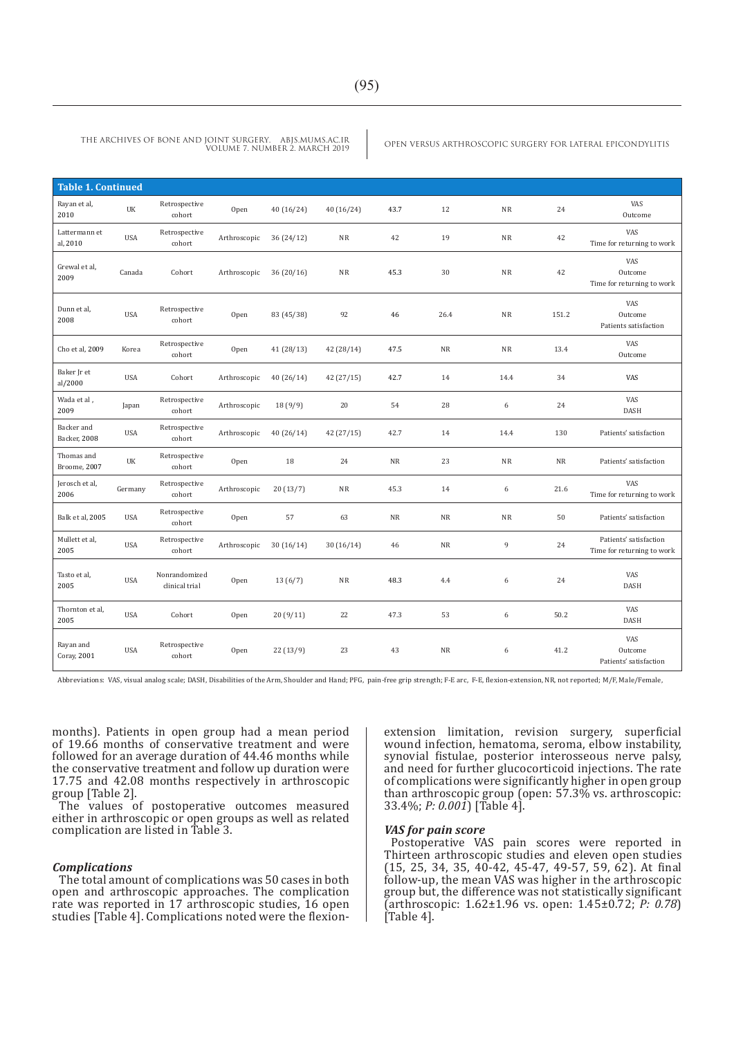**Table 1. Continued**

| | | | | | | | | | | |
|---|---|---|---|---|---|---|---|---|---|---|
| Rayan et al, 2010 | UK | Retrospective cohort | Open | 40 (16/24) | 40 (16/24) | 43.7 | 12 | NR | 24 | VAS Outcome |
| Lattermann et al, 2010 | USA | Retrospective cohort | Arthroscopic | 36 (24/12) | NR | 42 | 19 | NR | 42 | VAS Time for returning to work |
| Grewal et al, 2009 | Canada | Cohort | Arthroscopic | 36 (20/16) | NR | 45.3 | 30 | NR | 42 | VAS Outcome Time for returning to work |
| Dunn et al, 2008 | USA | Retrospective cohort | Open | 83 (45/38) | 92 | 46 | 26.4 | NR | 151.2 | VAS Outcome Patients satisfaction |
| Cho et al, 2009 | Korea | Retrospective cohort | Open | 41 (28/13) | 42 (28/14) | 47.5 | NR | NR | 13.4 | VAS Outcome |
| Baker Jr et al/2000 | USA | Cohort | Arthroscopic | 40 (26/14) | 42 (27/15) | 42.7 | 14 | 14.4 | 34 | VAS |
| Wada et al , 2009 | Japan | Retrospective cohort | Arthroscopic | 18 (9/9) | 20 | 54 | 28 | 6 | 24 | VAS DASH |
| Backer and Backer, 2008 | USA | Retrospective cohort | Arthroscopic | 40 (26/14) | 42 (27/15) | 42.7 | 14 | 14.4 | 130 | Patients' satisfaction |
| Thomas and Broome, 2007 | UK | Retrospective cohort | Open | 18 | 24 | NR | 23 | NR | NR | Patients' satisfaction |
| Jerosch et al, 2006 | Germany | Retrospective cohort | Arthroscopic | 20 (13/7) | NR | 45.3 | 14 | 6 | 21.6 | VAS Time for returning to work |
| Balk et al, 2005 | USA | Retrospective cohort | Open | 57 | 63 | NR | NR | NR | 50 | Patients' satisfaction |
| Mullett et al, 2005 | USA | Retrospective cohort | Arthroscopic | 30 (16/14) | 30 (16/14) | 46 | NR | 9 | 24 | Patients' satisfaction Time for returning to work |
| Tasto et al, 2005 | USA | Nonrandomized clinical trial | Open | 13 (6/7) | NR | 48.3 | 4.4 | 6 | 24 | VAS DASH |
| Thornton et al, 2005 | USA | Cohort | Open | 20 (9/11) | 22 | 47.3 | 53 | 6 | 50.2 | VAS DASH |
| Rayan and Coray, 2001 | USA | Retrospective cohort | Open | 22 (13/9) | 23 | 43 | NR | 6 | 41.2 | VAS Outcome Patients' satisfaction |

Abbreviations: VAS, visual analog scale; DASH, Disabilities of the Arm, Shoulder and Hand; PFG, pain-free grip strength; F-E arc, F-E, flexion-extension, NR, not reported; M/F, Male/Female,

months). Patients in open group had a mean period of 19.66 months of conservative treatment and were followed for an average duration of 44.46 months while the conservative treatment and follow up duration were 17.75 and 42.08 months respectively in arthroscopic group [Table 2].

The values of postoperative outcomes measured either in arthroscopic or open groups as well as related complication are listed in Table 3.

### *Complications*

The total amount of complications was 50 cases in both open and arthroscopic approaches. The complication rate was reported in 17 arthroscopic studies, 16 open studies [Table 4]. Complications noted were the flexion-extension limitation, revision surgery, superficial wound infection, hematoma, seroma, elbow instability, synovial fistulae, posterior interosseous nerve palsy, and need for further glucocorticoid injections. The rate of complications were significantly higher in open group than arthroscopic group (open: 57.3% vs. arthroscopic: 33.4%; *P: 0.001*) [Table 4].

### *VAS for pain score*

Postoperative VAS pain scores were reported in Thirteen arthroscopic studies and eleven open studies (15, 25, 34, 35, 40-42, 45-47, 49-57, 59, 62). At final follow-up, the mean VAS was higher in the arthroscopic group but, the difference was not statistically significant (arthroscopic: 1.62±1.96 vs. open: 1.45±0.72; *P: 0.78*) [Table 4].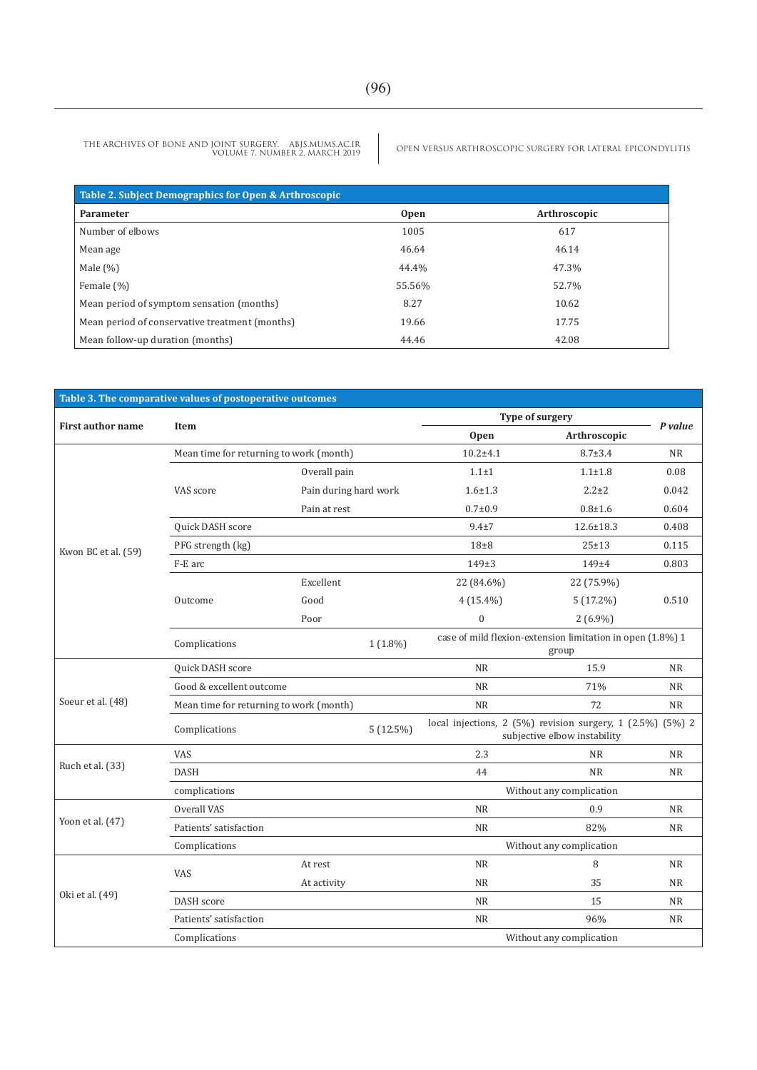| Table 2. Subject Demographics for Open & Arthroscopic | | |
|---|---|---|
| **Parameter** | **Open** | **Arthroscopic** |
| Number of elbows | 1005 | 617 |
| Mean age | 46.64 | 46.14 |
| Male (%) | 44.4% | 47.3% |
| Female (%) | 55.56% | 52.7% |
| Mean period of symptom sensation (months) | 8.27 | 10.62 |
| Mean period of conservative treatment (months) | 19.66 | 17.75 |
| Mean follow-up duration (months) | 44.46 | 42.08 |

| Table 3. The comparative values of postoperative outcomes | | | | | |
|---|---|---|---|---|---|
| **First author name** | **Item** | | **Type of surgery** | | ***P value*** |
| | | | **Open** | **Arthroscopic** | |
| Kwon BC et al. (59) | Mean time for returning to work (month) | | 10.2±4.1 | 8.7±3.4 | NR |
| | VAS score | Overall pain | 1.1±1 | 1.1±1.8 | 0.08 |
| | | Pain during hard work | 1.6±1.3 | 2.2±2 | 0.042 |
| | | Pain at rest | 0.7±0.9 | 0.8±1.6 | 0.604 |
| | Quick DASH score | | 9.4±7 | 12.6±18.3 | 0.408 |
| | PFG strength (kg) | | 18±8 | 25±13 | 0.115 |
| | F-E arc | | 149±3 | 149±4 | 0.803 |
| | Outcome | Excellent | 22 (84.6%) | 22 (75.9%) | 0.510 |
| | | Good | 4 (15.4%) | 5 (17.2%) | |
| | | Poor | 0 | 2 (6.9%) | |
| | Complications | 1 (1.8%) | case of mild flexion-extension limitation in open (1.8%) 1 group | | |
| Soeur et al. (48) | Quick DASH score | | NR | 15.9 | NR |
| | Good & excellent outcome | | NR | 71% | NR |
| | Mean time for returning to work (month) | | NR | 72 | NR |
| | Complications | 5 (12.5%) | local injections, 2 (5%) revision surgery, 1 (2.5%) (5%) 2 subjective elbow instability | | |
| Ruch et al. (33) | VAS | | 2.3 | NR | NR |
| | DASH | | 44 | NR | NR |
| | complications | | Without any complication | | |
| Yoon et al. (47) | Overall VAS | | NR | 0.9 | NR |
| | Patients' satisfaction | | NR | 82% | NR |
| | Complications | | Without any complication | | |
| Oki et al. (49) | VAS | At rest | NR | 8 | NR |
| | | At activity | NR | 35 | NR |
| | DASH score | | NR | 15 | NR |
| | Patients' satisfaction | | NR | 96% | NR |
| | Complications | | Without any complication | | |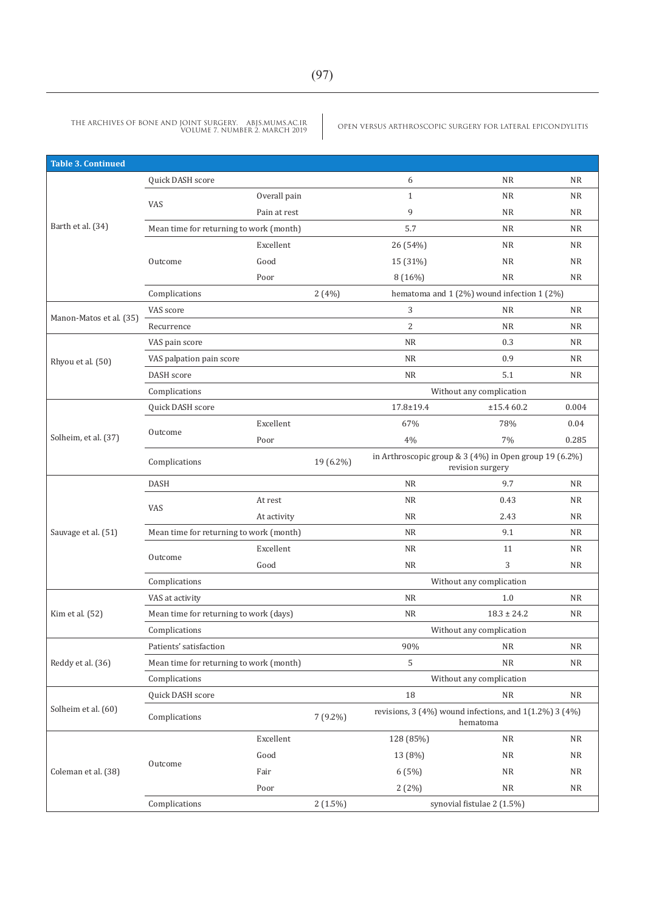**Table 3. Continued**

| | | | | | | |
|---|---|---|---|---|---|---|
| Barth et al. (34) | Quick DASH score | | | 6 | NR | NR |
| | VAS | Overall pain | | 1 | NR | NR |
| | | Pain at rest | | 9 | NR | NR |
| | Mean time for returning to work (month) | | | 5.7 | NR | NR |
| | Outcome | Excellent | | 26 (54%) | NR | NR |
| | | Good | | 15 (31%) | NR | NR |
| | | Poor | | 8 (16%) | NR | NR |
| | Complications | | 2 (4%) | hematoma and 1 (2%) wound infection 1 (2%) | | |
| Manon-Matos et al. (35) | VAS score | | | 3 | NR | NR |
| | Recurrence | | | 2 | NR | NR |
| Rhyou et al. (50) | VAS pain score | | | NR | 0.3 | NR |
| | VAS palpation pain score | | | NR | 0.9 | NR |
| | DASH score | | | NR | 5.1 | NR |
| | Complications | | | Without any complication | | |
| Solheim, et al. (37) | Quick DASH score | | | 17.8±19.4 | ±15.4 60.2 | 0.004 |
| | Outcome | Excellent | | 67% | 78% | 0.04 |
| | | Poor | | 4% | 7% | 0.285 |
| | Complications | | 19 (6.2%) | in Arthroscopic group & 3 (4%) in Open group 19 (6.2%) revision surgery | | |
| Sauvage et al. (51) | DASH | | | NR | 9.7 | NR |
| | VAS | At rest | | NR | 0.43 | NR |
| | | At activity | | NR | 2.43 | NR |
| | Mean time for returning to work (month) | | | NR | 9.1 | NR |
| | Outcome | Excellent | | NR | 11 | NR |
| | | Good | | NR | 3 | NR |
| | Complications | | | Without any complication | | |
| Kim et al. (52) | VAS at activity | | | NR | 1.0 | NR |
| | Mean time for returning to work (days) | | | NR | 18.3 ± 24.2 | NR |
| | Complications | | | Without any complication | | |
| Reddy et al. (36) | Patients' satisfaction | | | 90% | NR | NR |
| | Mean time for returning to work (month) | | | 5 | NR | NR |
| | Complications | | | Without any complication | | |
| Solheim et al. (60) | Quick DASH score | | | 18 | NR | NR |
| | Complications | | 7 (9.2%) | revisions, 3 (4%) wound infections, and 1(1.2%) 3 (4%) hematoma | | |
| Coleman et al. (38) | Outcome | Excellent | | 128 (85%) | NR | NR |
| | | Good | | 13 (8%) | NR | NR |
| | | Fair | | 6 (5%) | NR | NR |
| | | Poor | | 2 (2%) | NR | NR |
| | Complications | | 2 (1.5%) | synovial fistulae 2 (1.5%) | | |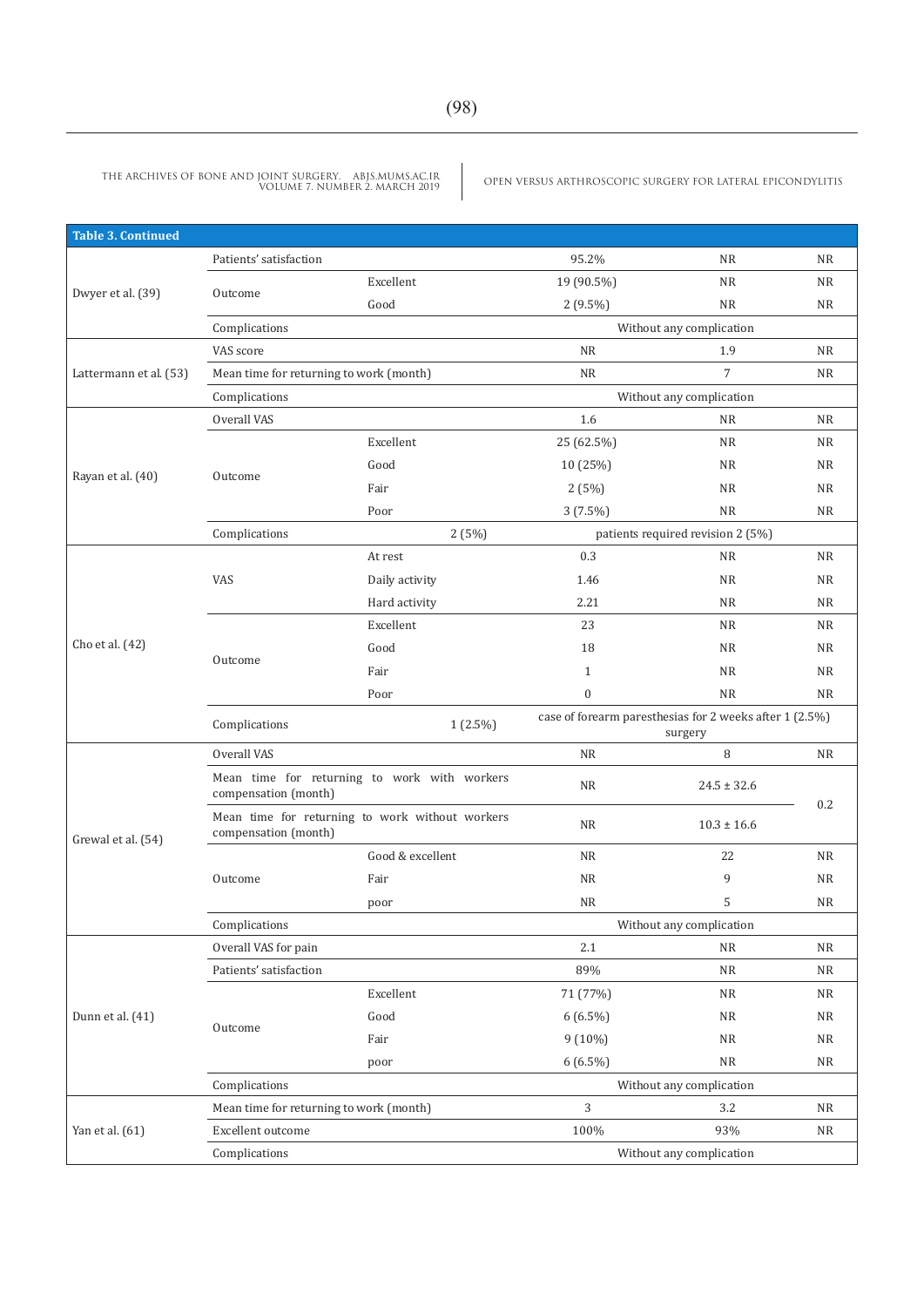**Table 3. Continued**

| | | | | | | |
|---|---|---|---|---|---|---|
| Dwyer et al. (39) | Patients' satisfaction | | | 95.2% | NR | NR |
| | Outcome | Excellent | | 19 (90.5%) | NR | NR |
| | | Good | | 2 (9.5%) | NR | NR |
| | Complications | | | Without any complication | | |
| Lattermann et al. (53) | VAS score | | | NR | 1.9 | NR |
| | Mean time for returning to work (month) | | | NR | 7 | NR |
| | Complications | | | Without any complication | | |
| Rayan et al. (40) | Overall VAS | | | 1.6 | NR | NR |
| | Outcome | Excellent | | 25 (62.5%) | NR | NR |
| | | Good | | 10 (25%) | NR | NR |
| | | Fair | | 2 (5%) | NR | NR |
| | | Poor | | 3 (7.5%) | NR | NR |
| | Complications | | 2 (5%) | patients required revision 2 (5%) | | |
| Cho et al. (42) | VAS | At rest | | 0.3 | NR | NR |
| | | Daily activity | | 1.46 | NR | NR |
| | | Hard activity | | 2.21 | NR | NR |
| | Outcome | Excellent | | 23 | NR | NR |
| | | Good | | 18 | NR | NR |
| | | Fair | | 1 | NR | NR |
| | | Poor | | 0 | NR | NR |
| | Complications | | 1 (2.5%) | case of forearm paresthesias for 2 weeks after 1 (2.5%) surgery | | |
| Grewal et al. (54) | Overall VAS | | | NR | 8 | NR |
| | Mean time for returning to work with workers compensation (month) | | | NR | 24.5 ± 32.6 | 0.2 |
| | Mean time for returning to work without workers compensation (month) | | | NR | 10.3 ± 16.6 | |
| | Outcome | Good & excellent | | NR | 22 | NR |
| | | Fair | | NR | 9 | NR |
| | | poor | | NR | 5 | NR |
| | Complications | | | Without any complication | | |
| Dunn et al. (41) | Overall VAS for pain | | | 2.1 | NR | NR |
| | Patients' satisfaction | | | 89% | NR | NR |
| | Outcome | Excellent | | 71 (77%) | NR | NR |
| | | Good | | 6 (6.5%) | NR | NR |
| | | Fair | | 9 (10%) | NR | NR |
| | | poor | | 6 (6.5%) | NR | NR |
| | Complications | | | Without any complication | | |
| Yan et al. (61) | Mean time for returning to work (month) | | | 3 | 3.2 | NR |
| | Excellent outcome | | | 100% | 93% | NR |
| | Complications | | | Without any complication | | |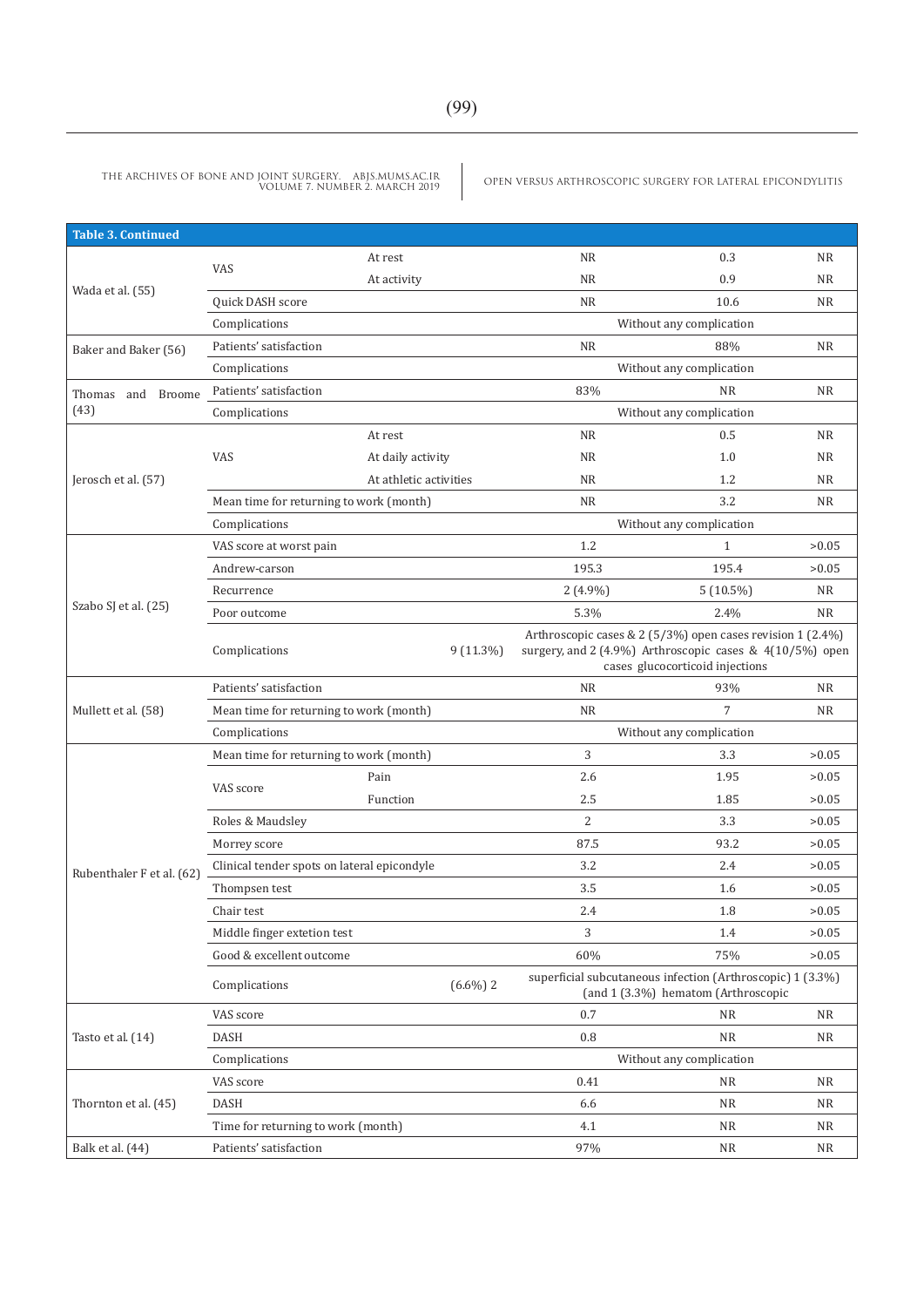**Table 3. Continued**

| | | | | | |
|---|---|---|---|---|---|
| Wada et al. (55) | VAS | At rest | NR | 0.3 | NR |
| | | At activity | NR | 0.9 | NR |
| | Quick DASH score | | NR | 10.6 | NR |
| | Complications | | Without any complication | | |
| Baker and Baker (56) | Patients' satisfaction | | NR | 88% | NR |
| | Complications | | Without any complication | | |
| Thomas and Broome (43) | Patients' satisfaction | | 83% | NR | NR |
| | Complications | | Without any complication | | |
| Jerosch et al. (57) | VAS | At rest | NR | 0.5 | NR |
| | | At daily activity | NR | 1.0 | NR |
| | | At athletic activities | NR | 1.2 | NR |
| | Mean time for returning to work (month) | | NR | 3.2 | NR |
| | Complications | | Without any complication | | |
| Szabo SJ et al. (25) | VAS score at worst pain | | 1.2 | 1 | >0.05 |
| | Andrew-carson | | 195.3 | 195.4 | >0.05 |
| | Recurrence | | 2 (4.9%) | 5 (10.5%) | NR |
| | Poor outcome | | 5.3% | 2.4% | NR |
| | Complications | 9 (11.3%) | Arthroscopic cases & 2 (5/3%) open cases revision 1 (2.4%) surgery, and 2 (4.9%) Arthroscopic cases & 4(10/5%) open cases glucocorticoid injections | | |
| Mullett et al. (58) | Patients' satisfaction | | NR | 93% | NR |
| | Mean time for returning to work (month) | | NR | 7 | NR |
| | Complications | | Without any complication | | |
| Rubenthaler F et al. (62) | Mean time for returning to work (month) | | 3 | 3.3 | >0.05 |
| | VAS score | Pain | 2.6 | 1.95 | >0.05 |
| | | Function | 2.5 | 1.85 | >0.05 |
| | Roles & Maudsley | | 2 | 3.3 | >0.05 |
| | Morrey score | | 87.5 | 93.2 | >0.05 |
| | Clinical tender spots on lateral epicondyle | | 3.2 | 2.4 | >0.05 |
| | Thompsen test | | 3.5 | 1.6 | >0.05 |
| | Chair test | | 2.4 | 1.8 | >0.05 |
| | Middle finger extetion test | | 3 | 1.4 | >0.05 |
| | Good & excellent outcome | | 60% | 75% | >0.05 |
| | Complications | (6.6%) 2 | superficial subcutaneous infection (Arthroscopic) 1 (3.3%) (and 1 (3.3%) hematom (Arthroscopic | | |
| Tasto et al. (14) | VAS score | | 0.7 | NR | NR |
| | DASH | | 0.8 | NR | NR |
| | Complications | | Without any complication | | |
| Thornton et al. (45) | VAS score | | 0.41 | NR | NR |
| | DASH | | 6.6 | NR | NR |
| | Time for returning to work (month) | | 4.1 | NR | NR |
| Balk et al. (44) | Patients' satisfaction | | 97% | NR | NR |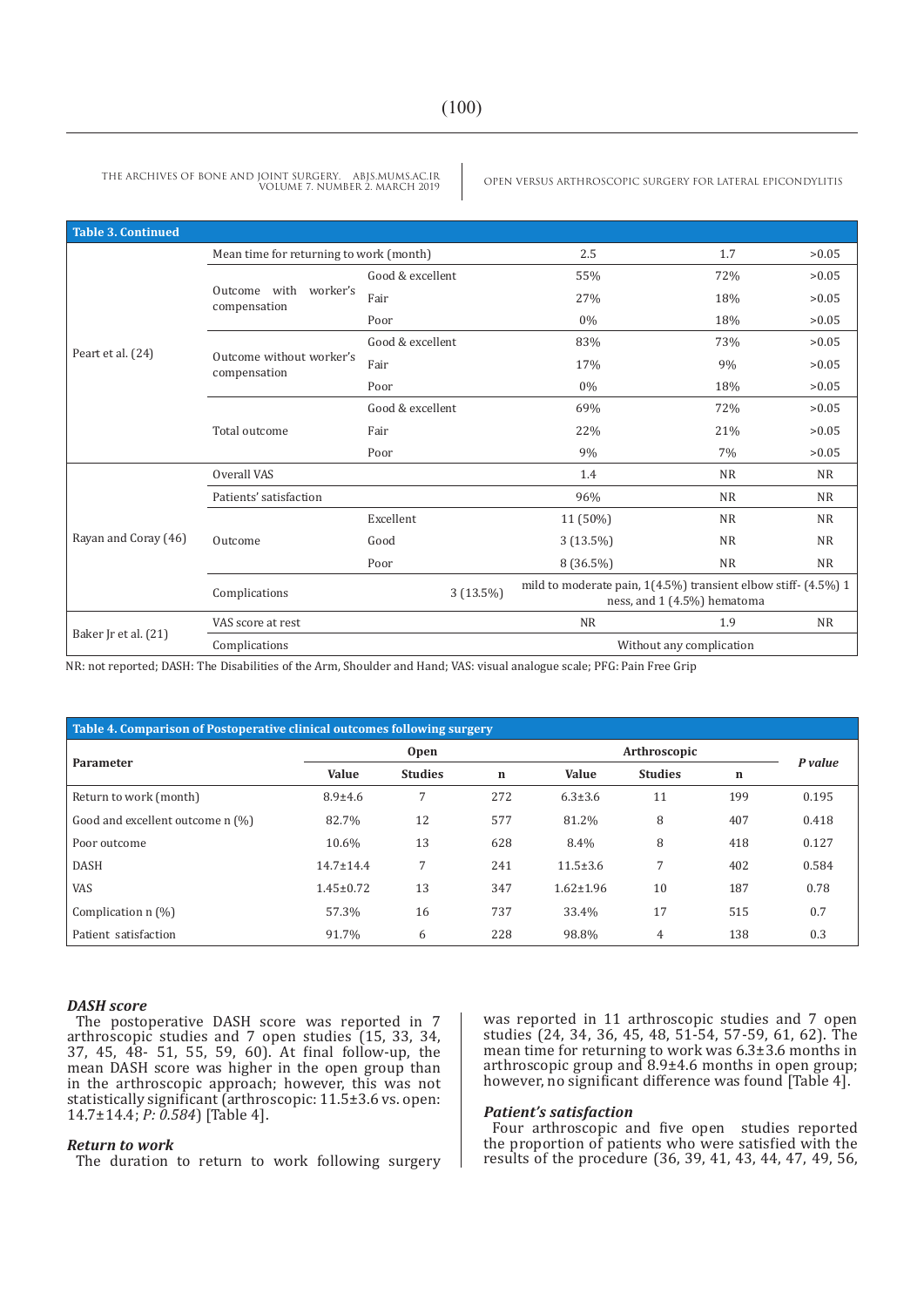**Table 3. Continued**

| | | | | | |
|---|---|---|---|---|---|
| Peart et al. (24) | Mean time for returning to work (month) | | 2.5 | 1.7 | >0.05 |
| | Outcome with worker's compensation | Good & excellent | 55% | 72% | >0.05 |
| | | Fair | 27% | 18% | >0.05 |
| | | Poor | 0% | 18% | >0.05 |
| | Outcome without worker's compensation | Good & excellent | 83% | 73% | >0.05 |
| | | Fair | 17% | 9% | >0.05 |
| | | Poor | 0% | 18% | >0.05 |
| | Total outcome | Good & excellent | 69% | 72% | >0.05 |
| | | Fair | 22% | 21% | >0.05 |
| | | Poor | 9% | 7% | >0.05 |
| Rayan and Coray (46) | Overall VAS | | 1.4 | NR | NR |
| | Patients' satisfaction | | 96% | NR | NR |
| | Outcome | Excellent | 11 (50%) | NR | NR |
| | | Good | 3 (13.5%) | NR | NR |
| | | Poor | 8 (36.5%) | NR | NR |
| | Complications | 3 (13.5%) | mild to moderate pain, 1(4.5%) transient elbow stiff- (4.5%) 1 ness, and 1 (4.5%) hematoma | | |
| Baker Jr et al. (21) | VAS score at rest | | NR | 1.9 | NR |
| | Complications | | Without any complication | | |

NR: not reported; DASH: The Disabilities of the Arm, Shoulder and Hand; VAS: visual analogue scale; PFG: Pain Free Grip

**Table 4. Comparison of Postoperative clinical outcomes following surgery**

| Parameter | Open | | | Arthroscopic | | | P value |
|---|---|---|---|---|---|---|---|
| | Value | Studies | n | Value | Studies | n | |
| Return to work (month) | 8.9±4.6 | 7 | 272 | 6.3±3.6 | 11 | 199 | 0.195 |
| Good and excellent outcome n (%) | 82.7% | 12 | 577 | 81.2% | 8 | 407 | 0.418 |
| Poor outcome | 10.6% | 13 | 628 | 8.4% | 8 | 418 | 0.127 |
| DASH | 14.7±14.4 | 7 | 241 | 11.5±3.6 | 7 | 402 | 0.584 |
| VAS | 1.45±0.72 | 13 | 347 | 1.62±1.96 | 10 | 187 | 0.78 |
| Complication n (%) | 57.3% | 16 | 737 | 33.4% | 17 | 515 | 0.7 |
| Patient satisfaction | 91.7% | 6 | 228 | 98.8% | 4 | 138 | 0.3 |

### *DASH score*

The postoperative DASH score was reported in 7 arthroscopic studies and 7 open studies (15, 33, 34, 37, 45, 48- 51, 55, 59, 60). At final follow-up, the mean DASH score was higher in the open group than in the arthroscopic approach; however, this was not statistically significant (arthroscopic: 11.5±3.6 vs. open: 14.7±14.4; *P: 0.584*) [Table 4].

### *Return to work*

The duration to return to work following surgery was reported in 11 arthroscopic studies and 7 open studies (24, 34, 36, 45, 48, 51-54, 57-59, 61, 62). The mean time for returning to work was 6.3±3.6 months in arthroscopic group and 8.9±4.6 months in open group; however, no significant difference was found [Table 4].

### *Patient's satisfaction*

Four arthroscopic and five open studies reported the proportion of patients who were satisfied with the results of the procedure (36, 39, 41, 43, 44, 47, 49, 56,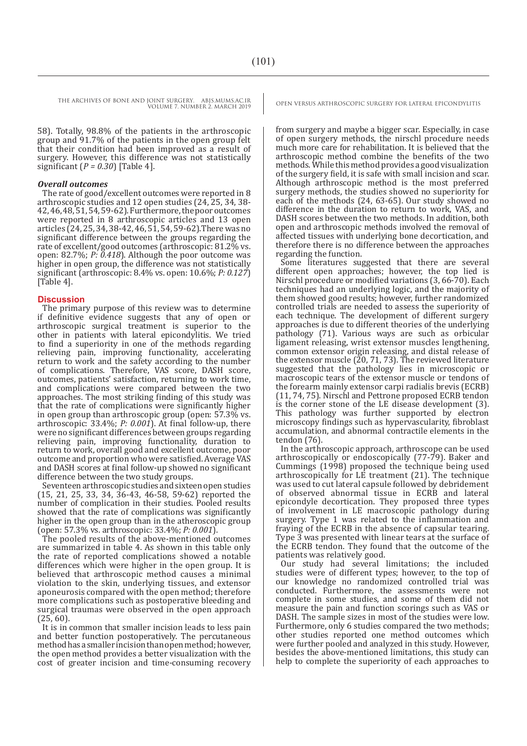58). Totally, 98.8% of the patients in the arthroscopic group and 91.7% of the patients in the open group felt that their condition had been improved as a result of surgery. However, this difference was not statistically significant (*P = 0.30*) [Table 4].

### *Overall outcomes*

The rate of good/excellent outcomes were reported in 8 arthroscopic studies and 12 open studies (24, 25, 34, 38-42, 46, 48, 51, 54, 59-62). Furthermore, the poor outcomes were reported in 8 arthroscopic articles and 13 open articles (24, 25, 34, 38-42, 46, 51, 54, 59-62). There was no significant difference between the groups regarding the rate of excellent/good outcomes (arthroscopic: 81.2% vs. open: 82.7%; *P: 0.418*). Although the poor outcome was higher in open group, the difference was not statistically significant (arthroscopic: 8.4% vs. open: 10.6%; *P: 0.127*) [Table 4].

## Discussion

The primary purpose of this review was to determine if definitive evidence suggests that any of open or arthroscopic surgical treatment is superior to the other in patients with lateral epicondylitis. We tried to find a superiority in one of the methods regarding relieving pain, improving functionality, accelerating return to work and the safety according to the number of complications. Therefore, VAS score, DASH score, outcomes, patients' satisfaction, returning to work time, and complications were compared between the two approaches. The most striking finding of this study was that the rate of complications were significantly higher in open group than arthroscopic group (open: 57.3% vs. arthroscopic: 33.4%; *P: 0.001*). At final follow-up, there were no significant differences between groups regarding relieving pain, improving functionality, duration to return to work, overall good and excellent outcome, poor outcome and proportion who were satisfied. Average VAS and DASH scores at final follow-up showed no significant difference between the two study groups.

Seventeen arthroscopic studies and sixteen open studies (15, 21, 25, 33, 34, 36-43, 46-58, 59-62) reported the number of complication in their studies. Pooled results showed that the rate of complications was significantly higher in the open group than in the atheroscopic group (open: 57.3% vs. arthroscopic: 33.4%; *P: 0.001*).

The pooled results of the above-mentioned outcomes are summarized in table 4. As shown in this table only the rate of reported complications showed a notable differences which were higher in the open group. It is believed that arthroscopic method causes a minimal violation to the skin, underlying tissues, and extensor aponeurosis compared with the open method; therefore more complications such as postoperative bleeding and surgical traumas were observed in the open approach (25, 60).

It is in common that smaller incision leads to less pain and better function postoperatively. The percutaneous method has a smaller incision than open method; however, the open method provides a better visualization with the cost of greater incision and time-consuming recovery from surgery and maybe a bigger scar. Especially, in case of open surgery methods, the nirschl procedure needs much more care for rehabilitation. It is believed that the arthroscopic method combine the benefits of the two methods. While this method provides a good visualization of the surgery field, it is safe with small incision and scar. Although arthroscopic method is the most preferred surgery methods, the studies showed no superiority for each of the methods (24, 63-65). Our study showed no difference in the duration to return to work, VAS, and DASH scores between the two methods. In addition, both open and arthroscopic methods involved the removal of affected tissues with underlying bone decortication, and therefore there is no difference between the approaches regarding the function.

Some literatures suggested that there are several different open approaches; however, the top lied is Nirschl procedure or modified variations (3, 66-70). Each techniques had an underlying logic, and the majority of them showed good results; however, further randomized controlled trials are needed to assess the superiority of each technique. The development of different surgery approaches is due to different theories of the underlying pathology (71). Various ways are such as orbicular ligament releasing, wrist extensor muscles lengthening, common extensor origin releasing, and distal release of the extensor muscle (20, 71, 73). The reviewed literature suggested that the pathology lies in microscopic or macroscopic tears of the extensor muscle or tendons of the forearm mainly extensor carpi radialis brevis (ECRB) (11, 74, 75). Nirschl and Pettrone proposed ECRB tendon is the corner stone of the LE disease development (3). This pathology was further supported by electron microscopy findings such as hypervascularity, fibroblast accumulation, and abnormal contractile elements in the tendon (76).

In the arthroscopic approach, arthroscope can be used arthroscopically or endoscopically (77-79). Baker and Cummings (1998) proposed the technique being used arthroscopically for LE treatment (21). The technique was used to cut lateral capsule followed by debridement of observed abnormal tissue in ECRB and lateral epicondyle decortication. They proposed three types of involvement in LE macroscopic pathology during surgery. Type 1 was related to the inflammation and fraying of the ECRB in the absence of capsular tearing. Type 3 was presented with linear tears at the surface of the ECRB tendon. They found that the outcome of the patients was relatively good.

Our study had several limitations; the included studies were of different types; however, to the top of our knowledge no randomized controlled trial was conducted. Furthermore, the assessments were not complete in some studies, and some of them did not measure the pain and function scorings such as VAS or DASH. The sample sizes in most of the studies were low. Furthermore, only 6 studies compared the two methods; other studies reported one method outcomes which were further pooled and analyzed in this study. However, besides the above-mentioned limitations, this study can help to complete the superiority of each approaches to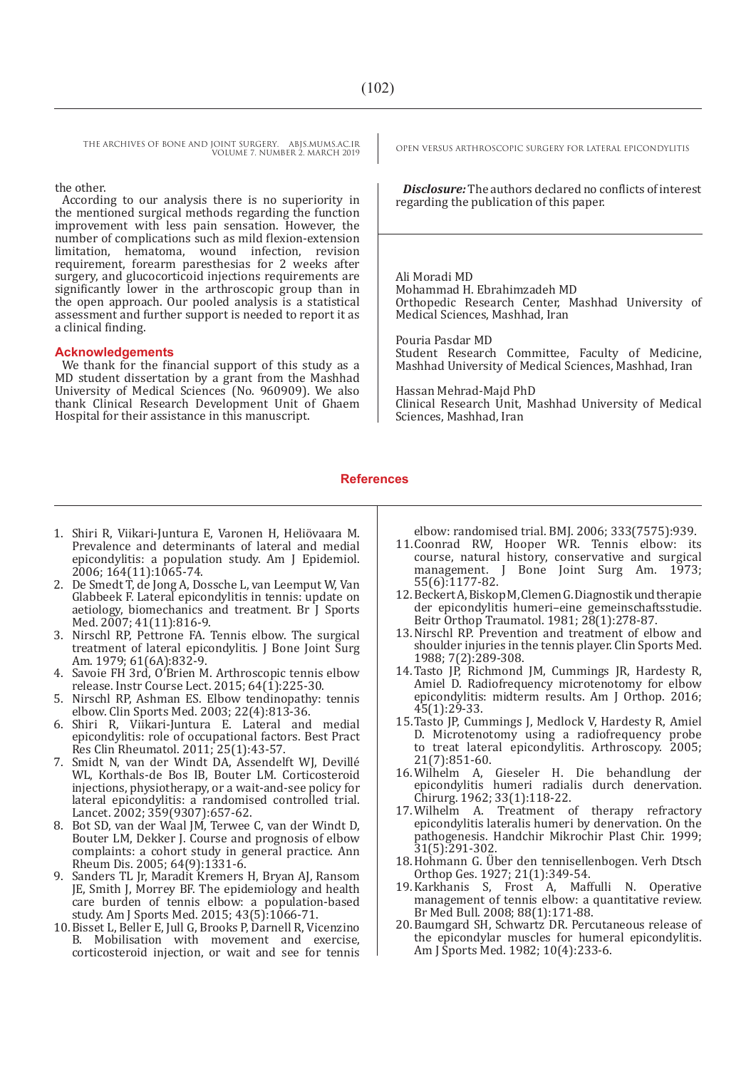the other.

According to our analysis there is no superiority in the mentioned surgical methods regarding the function improvement with less pain sensation. However, the number of complications such as mild flexion-extension limitation, hematoma, wound infection, revision requirement, forearm paresthesias for 2 weeks after surgery, and glucocorticoid injections requirements are significantly lower in the arthroscopic group than in the open approach. Our pooled analysis is a statistical assessment and further support is needed to report it as a clinical finding.

## Acknowledgements

We thank for the financial support of this study as a MD student dissertation by a grant from the Mashhad University of Medical Sciences (No. 960909). We also thank Clinical Research Development Unit of Ghaem Hospital for their assistance in this manuscript.

***Disclosure:*** The authors declared no conflicts of interest regarding the publication of this paper.

Ali Moradi MD
Mohammad H. Ebrahimzadeh MD
Orthopedic Research Center, Mashhad University of Medical Sciences, Mashhad, Iran

Pouria Pasdar MD
Student Research Committee, Faculty of Medicine, Mashhad University of Medical Sciences, Mashhad, Iran

Hassan Mehrad-Majd PhD
Clinical Research Unit, Mashhad University of Medical Sciences, Mashhad, Iran

## References

1. Shiri R, Viikari-Juntura E, Varonen H, Heliövaara M. Prevalence and determinants of lateral and medial epicondylitis: a population study. Am J Epidemiol. 2006; 164(11):1065-74.
2. De Smedt T, de Jong A, Dossche L, van Leemput W, Van Glabbeek F. Lateral epicondylitis in tennis: update on aetiology, biomechanics and treatment. Br J Sports Med. 2007; 41(11):816-9.
3. Nirschl RP, Pettrone FA. Tennis elbow. The surgical treatment of lateral epicondylitis. J Bone Joint Surg Am. 1979; 61(6A):832-9.
4. Savoie FH 3rd, O'Brien M. Arthroscopic tennis elbow release. Instr Course Lect. 2015; 64(1):225-30.
5. Nirschl RP, Ashman ES. Elbow tendinopathy: tennis elbow. Clin Sports Med. 2003; 22(4):813-36.
6. Shiri R, Viikari-Juntura E. Lateral and medial epicondylitis: role of occupational factors. Best Pract Res Clin Rheumatol. 2011; 25(1):43-57.
7. Smidt N, van der Windt DA, Assendelft WJ, Devillé WL, Korthals-de Bos IB, Bouter LM. Corticosteroid injections, physiotherapy, or a wait-and-see policy for lateral epicondylitis: a randomised controlled trial. Lancet. 2002; 359(9307):657-62.
8. Bot SD, van der Waal JM, Terwee C, van der Windt D, Bouter LM, Dekker J. Course and prognosis of elbow complaints: a cohort study in general practice. Ann Rheum Dis. 2005; 64(9):1331-6.
9. Sanders TL Jr, Maradit Kremers H, Bryan AJ, Ransom JE, Smith J, Morrey BF. The epidemiology and health care burden of tennis elbow: a population-based study. Am J Sports Med. 2015; 43(5):1066-71.
10. Bisset L, Beller E, Jull G, Brooks P, Darnell R, Vicenzino B. Mobilisation with movement and exercise, corticosteroid injection, or wait and see for tennis elbow: randomised trial. BMJ. 2006; 333(7575):939.
11. Coonrad RW, Hooper WR. Tennis elbow: its course, natural history, conservative and surgical management. J Bone Joint Surg Am. 1973; 55(6):1177-82.
12. Beckert A, Biskop M, Clemen G. Diagnostik und therapie der epicondylitis humeri–eine gemeinschaftsstudie. Beitr Orthop Traumatol. 1981; 28(1):278-87.
13. Nirschl RP. Prevention and treatment of elbow and shoulder injuries in the tennis player. Clin Sports Med. 1988; 7(2):289-308.
14. Tasto JP, Richmond JM, Cummings JR, Hardesty R, Amiel D. Radiofrequency microtenotomy for elbow epicondylitis: midterm results. Am J Orthop. 2016; 45(1):29-33.
15. Tasto JP, Cummings J, Medlock V, Hardesty R, Amiel D. Microtenotomy using a radiofrequency probe to treat lateral epicondylitis. Arthroscopy. 2005; 21(7):851-60.
16. Wilhelm A, Gieseler H. Die behandlung der epicondylitis humeri radialis durch denervation. Chirurg. 1962; 33(1):118-22.
17. Wilhelm A. Treatment of therapy refractory epicondylitis lateralis humeri by denervation. On the pathogenesis. Handchir Mikrochir Plast Chir. 1999; 31(5):291-302.
18. Hohmann G. Über den tennisellenbogen. Verh Dtsch Orthop Ges. 1927; 21(1):349-54.
19. Karkhanis S, Frost A, Maffulli N. Operative management of tennis elbow: a quantitative review. Br Med Bull. 2008; 88(1):171-88.
20. Baumgard SH, Schwartz DR. Percutaneous release of the epicondylar muscles for humeral epicondylitis. Am J Sports Med. 1982; 10(4):233-6.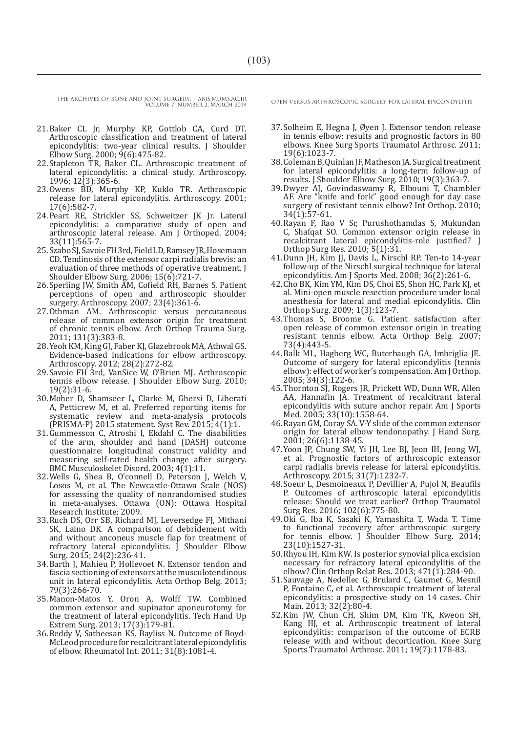21. Baker CL Jr, Murphy KP, Gottlob CA, Curd DT. Arthroscopic classification and treatment of lateral epicondylitis: two-year clinical results. J Shoulder Elbow Surg. 2000; 9(6):475-82.
22. Stapleton TR, Baker CL. Arthroscopic treatment of lateral epicondylitis: a clinical study. Arthroscopy. 1996; 12(3):365-6.
23. Owens BD, Murphy KP, Kuklo TR. Arthroscopic release for lateral epicondylitis. Arthroscopy. 2001; 17(6):582-7.
24. Peart RE, Strickler SS, Schweitzer JK Jr. Lateral epicondylitis: a comparative study of open and arthroscopic lateral release. Am J Orthoped. 2004; 33(11):565-7.
25. Szabo SJ, Savoie FH 3rd, Field LD, Ramsey JR, Hosemann CD. Tendinosis of the extensor carpi radialis brevis: an evaluation of three methods of operative treatment. J Shoulder Elbow Surg. 2006; 15(6):721-7.
26. Sperling JW, Smith AM, Cofield RH, Barnes S. Patient perceptions of open and arthroscopic shoulder surgery. Arthroscopy. 2007; 23(4):361-6.
27. Othman AM. Arthroscopic versus percutaneous release of common extensor origin for treatment of chronic tennis elbow. Arch Orthop Trauma Surg. 2011; 131(3):383-8.
28. Yeoh KM, King GJ, Faber KJ, Glazebrook MA, Athwal GS. Evidence-based indications for elbow arthroscopy. Arthroscopy. 2012; 28(2):272-82.
29. Savoie FH 3rd, VanSice W, O'Brien MJ. Arthroscopic tennis elbow release. J Shoulder Elbow Surg. 2010; 19(2):31-6.
30. Moher D, Shamseer L, Clarke M, Ghersi D, Liberati A, Petticrew M, et al. Preferred reporting items for systematic review and meta-analysis protocols (PRISMA-P) 2015 statement. Syst Rev. 2015; 4(1):1.
31. Gummesson C, Atroshi I, Ekdahl C. The disabilities of the arm, shoulder and hand (DASH) outcome questionnaire: longitudinal construct validity and measuring self-rated health change after surgery. BMC Musculoskelet Disord. 2003; 4(1):11.
32. Wells G, Shea B, O'connell D, Peterson J, Welch V, Losos M, et al. The Newcastle-Ottawa Scale (NOS) for assessing the quality of nonrandomised studies in meta-analyses. Ottawa (ON): Ottawa Hospital Research Institute; 2009.
33. Ruch DS, Orr SB, Richard MJ, Leversedge FJ, Mithani SK, Laino DK. A comparison of debridement with and without anconeus muscle flap for treatment of refractory lateral epicondylitis. J Shoulder Elbow Surg. 2015; 24(2):236-41.
34. Barth J, Mahieu P, Hollevoet N. Extensor tendon and fascia sectioning of extensors at the musculotendinous unit in lateral epicondylitis. Acta Orthop Belg. 2013; 79(3):266-70.
35. Manon-Matos Y, Oron A, Wolff TW. Combined common extensor and supinator aponeurotomy for the treatment of lateral epicondylitis. Tech Hand Up Extrem Surg. 2013; 17(3):179-81.
36. Reddy V, Satheesan KS, Bayliss N. Outcome of Boyd-McLeod procedure for recalcitrant lateral epicondylitis of elbow. Rheumatol Int. 2011; 31(8):1081-4.
37. Solheim E, Hegna J, Øyen J. Extensor tendon release in tennis elbow: results and prognostic factors in 80 elbows. Knee Surg Sports Traumatol Arthrosc. 2011; 19(6):1023-7.
38. Coleman B, Quinlan JF, Matheson JA. Surgical treatment for lateral epicondylitis: a long-term follow-up of results. J Shoulder Elbow Surg. 2010; 19(3):363-7.
39. Dwyer AJ, Govindaswamy R, Elbouni T, Chambler AF. Are "knife and fork" good enough for day case surgery of resistant tennis elbow? Int Orthop. 2010; 34(1):57-61.
40. Rayan F, Rao V Sr, Purushothamdas S, Mukundan C, Shafqat SO. Common extensor origin release in recalcitrant lateral epicondylitis-role justified? J Orthop Surg Res. 2010; 5(1):31.
41. Dunn JH, Kim JJ, Davis L, Nirschl RP. Ten-to 14-year follow-up of the Nirschl surgical technique for lateral epicondylitis. Am J Sports Med. 2008; 36(2):261-6.
42. Cho BK, Kim YM, Kim DS, Choi ES, Shon HC, Park KJ, et al. Mini-open muscle resection procedure under local anesthesia for lateral and medial epicondylitis. Clin Orthop Surg. 2009; 1(3):123-7.
43. Thomas S, Broome G. Patient satisfaction after open release of common extensor origin in treating resistant tennis elbow. Acta Orthop Belg. 2007; 73(4):443-5.
44. Balk ML, Hagberg WC, Buterbaugh GA, Imbriglia JE. Outcome of surgery for lateral epicondylitis (tennis elbow): effect of worker's compensation. Am J Orthop. 2005; 34(3):122-6.
45. Thornton SJ, Rogers JR, Prickett WD, Dunn WR, Allen AA, Hannafin JA. Treatment of recalcitrant lateral epicondylitis with suture anchor repair. Am J Sports Med. 2005; 33(10):1558-64.
46. Rayan GM, Coray SA. V-Y slide of the common extensor origin for lateral elbow tendonopathy. J Hand Surg. 2001; 26(6):1138-45.
47. Yoon JP, Chung SW, Yi JH, Lee BJ, Jeon IH, Jeong WJ, et al. Prognostic factors of arthroscopic extensor carpi radialis brevis release for lateral epicondylitis. Arthroscopy. 2015; 31(7):1232-7.
48. Soeur L, Desmoineaux P, Devillier A, Pujol N, Beaufils P. Outcomes of arthroscopic lateral epicondylitis release: Should we treat earlier? Orthop Traumatol Surg Res. 2016; 102(6):775-80.
49. Oki G, Iba K, Sasaki K, Yamashita T, Wada T. Time to functional recovery after arthroscopic surgery for tennis elbow. J Shoulder Elbow Surg. 2014; 23(10):1527-31.
50. Rhyou IH, Kim KW. Is posterior synovial plica excision necessary for refractory lateral epicondylitis of the elbow? Clin Orthop Relat Res. 2013; 471(1):284-90.
51. Sauvage A, Nedellec G, Brulard C, Gaumet G, Mesnil P, Fontaine C, et al. Arthroscopic treatment of lateral epicondylitis: a prospective study on 14 cases. Chir Main. 2013; 32(2):80-4.
52. Kim JW, Chun CH, Shim DM, Kim TK, Kweon SH, Kang HJ, et al. Arthroscopic treatment of lateral epicondylitis: comparison of the outcome of ECRB release with and without decortication. Knee Surg Sports Traumatol Arthrosc. 2011; 19(7):1178-83.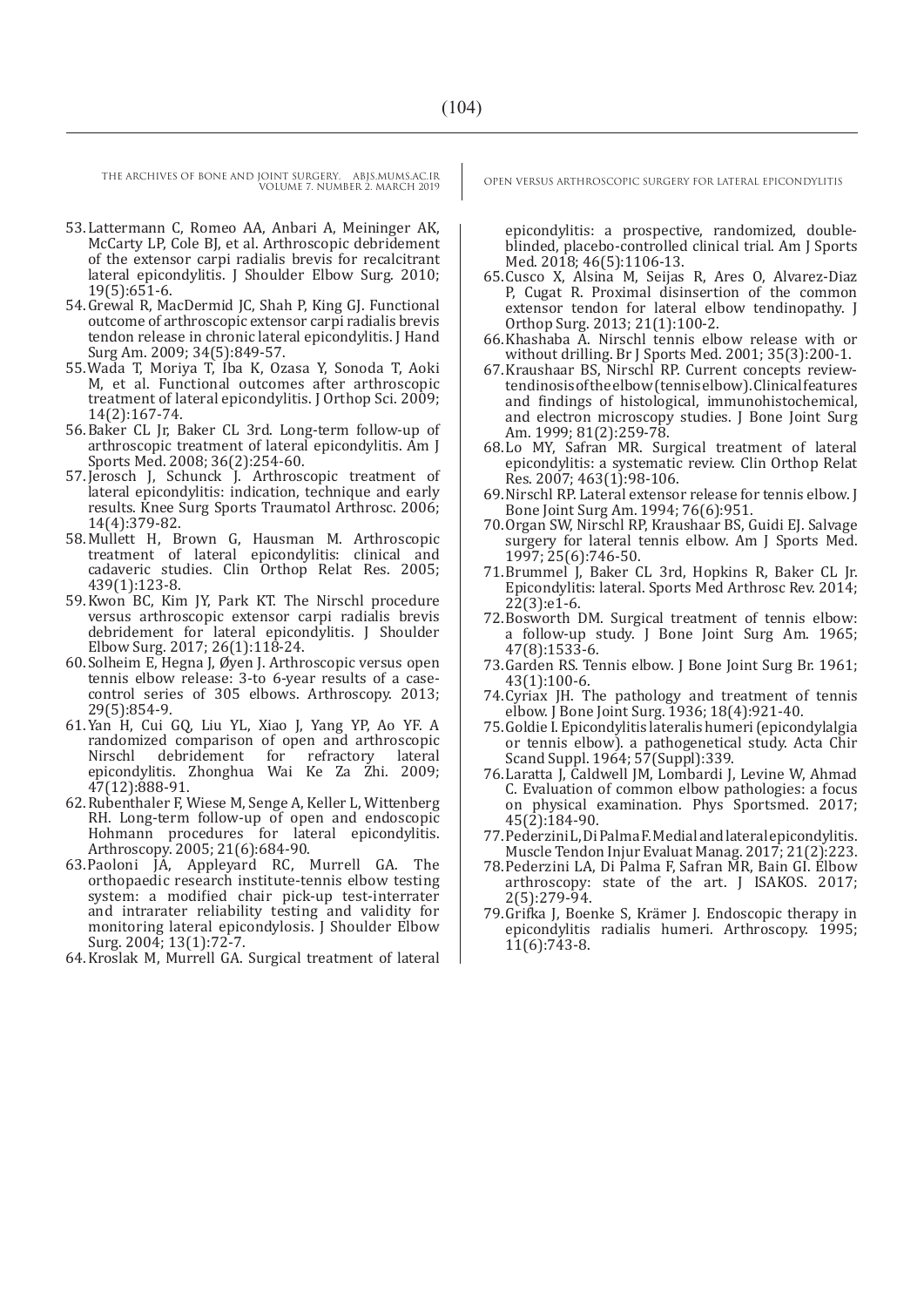53. Lattermann C, Romeo AA, Anbari A, Meininger AK, McCarty LP, Cole BJ, et al. Arthroscopic debridement of the extensor carpi radialis brevis for recalcitrant lateral epicondylitis. J Shoulder Elbow Surg. 2010; 19(5):651-6.
54. Grewal R, MacDermid JC, Shah P, King GJ. Functional outcome of arthroscopic extensor carpi radialis brevis tendon release in chronic lateral epicondylitis. J Hand Surg Am. 2009; 34(5):849-57.
55. Wada T, Moriya T, Iba K, Ozasa Y, Sonoda T, Aoki M, et al. Functional outcomes after arthroscopic treatment of lateral epicondylitis. J Orthop Sci. 2009; 14(2):167-74.
56. Baker CL Jr, Baker CL 3rd. Long-term follow-up of arthroscopic treatment of lateral epicondylitis. Am J Sports Med. 2008; 36(2):254-60.
57. Jerosch J, Schunck J. Arthroscopic treatment of lateral epicondylitis: indication, technique and early results. Knee Surg Sports Traumatol Arthrosc. 2006; 14(4):379-82.
58. Mullett H, Brown G, Hausman M. Arthroscopic treatment of lateral epicondylitis: clinical and cadaveric studies. Clin Orthop Relat Res. 2005; 439(1):123-8.
59. Kwon BC, Kim JY, Park KT. The Nirschl procedure versus arthroscopic extensor carpi radialis brevis debridement for lateral epicondylitis. J Shoulder Elbow Surg. 2017; 26(1):118-24.
60. Solheim E, Hegna J, Øyen J. Arthroscopic versus open tennis elbow release: 3-to 6-year results of a case-control series of 305 elbows. Arthroscopy. 2013; 29(5):854-9.
61. Yan H, Cui GQ, Liu YL, Xiao J, Yang YP, Ao YF. A randomized comparison of open and arthroscopic Nirschl debridement for refractory lateral epicondylitis. Zhonghua Wai Ke Za Zhi. 2009; 47(12):888-91.
62. Rubenthaler F, Wiese M, Senge A, Keller L, Wittenberg RH. Long-term follow-up of open and endoscopic Hohmann procedures for lateral epicondylitis. Arthroscopy. 2005; 21(6):684-90.
63. Paoloni JA, Appleyard RC, Murrell GA. The orthopaedic research institute-tennis elbow testing system: a modified chair pick-up test-interrater and intrarater reliability testing and validity for monitoring lateral epicondylosis. J Shoulder Elbow Surg. 2004; 13(1):72-7.
64. Kroslak M, Murrell GA. Surgical treatment of lateral epicondylitis: a prospective, randomized, double-blinded, placebo-controlled clinical trial. Am J Sports Med. 2018; 46(5):1106-13.
65. Cusco X, Alsina M, Seijas R, Ares O, Alvarez-Diaz P, Cugat R. Proximal disinsertion of the common extensor tendon for lateral elbow tendinopathy. J Orthop Surg. 2013; 21(1):100-2.
66. Khashaba A. Nirschl tennis elbow release with or without drilling. Br J Sports Med. 2001; 35(3):200-1.
67. Kraushaar BS, Nirschl RP. Current concepts review-tendinosis of the elbow (tennis elbow). Clinical features and findings of histological, immunohistochemical, and electron microscopy studies. J Bone Joint Surg Am. 1999; 81(2):259-78.
68. Lo MY, Safran MR. Surgical treatment of lateral epicondylitis: a systematic review. Clin Orthop Relat Res. 2007; 463(1):98-106.
69. Nirschl RP. Lateral extensor release for tennis elbow. J Bone Joint Surg Am. 1994; 76(6):951.
70. Organ SW, Nirschl RP, Kraushaar BS, Guidi EJ. Salvage surgery for lateral tennis elbow. Am J Sports Med. 1997; 25(6):746-50.
71. Brummel J, Baker CL 3rd, Hopkins R, Baker CL Jr. Epicondylitis: lateral. Sports Med Arthrosc Rev. 2014; 22(3):e1-6.
72. Bosworth DM. Surgical treatment of tennis elbow: a follow-up study. J Bone Joint Surg Am. 1965; 47(8):1533-6.
73. Garden RS. Tennis elbow. J Bone Joint Surg Br. 1961; 43(1):100-6.
74. Cyriax JH. The pathology and treatment of tennis elbow. J Bone Joint Surg. 1936; 18(4):921-40.
75. Goldie I. Epicondylitis lateralis humeri (epicondylalgia or tennis elbow). a pathogenetical study. Acta Chir Scand Suppl. 1964; 57(Suppl):339.
76. Laratta J, Caldwell JM, Lombardi J, Levine W, Ahmad C. Evaluation of common elbow pathologies: a focus on physical examination. Phys Sportsmed. 2017; 45(2):184-90.
77. Pederzini L, Di Palma F. Medial and lateral epicondylitis. Muscle Tendon Injur Evaluat Manag. 2017; 21(2):223.
78. Pederzini LA, Di Palma F, Safran MR, Bain GI. Elbow arthroscopy: state of the art. J ISAKOS. 2017; 2(5):279-94.
79. Grifka J, Boenke S, Krämer J. Endoscopic therapy in epicondylitis radialis humeri. Arthroscopy. 1995; 11(6):743-8.